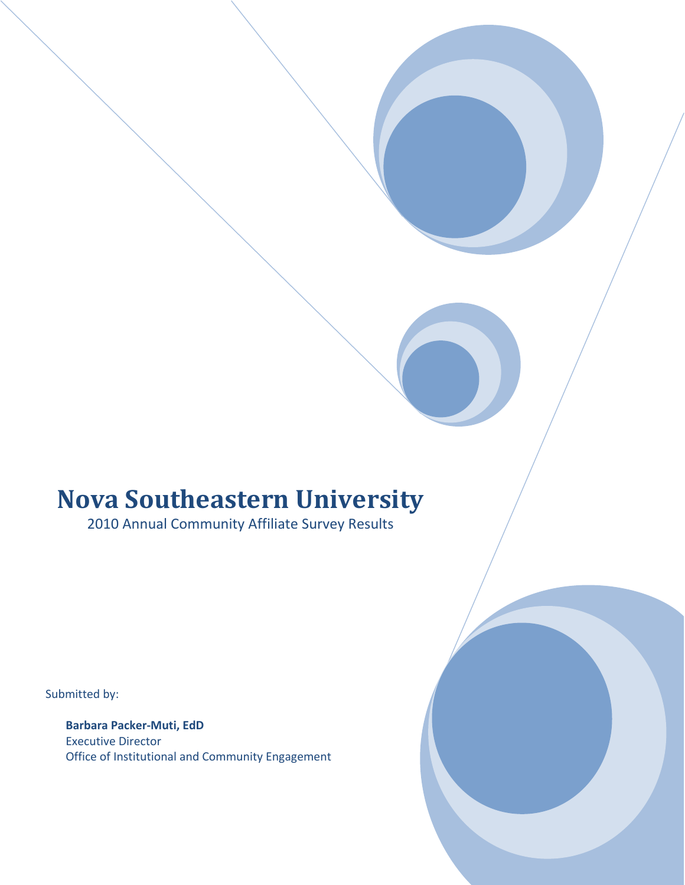# Nova Southeastern University

2010 Annual Community Affiliate Survey Results

Submitted by:

**Barbara Packer-Muti, EdD**
Executive Director
Office of Institutional and Community Engagement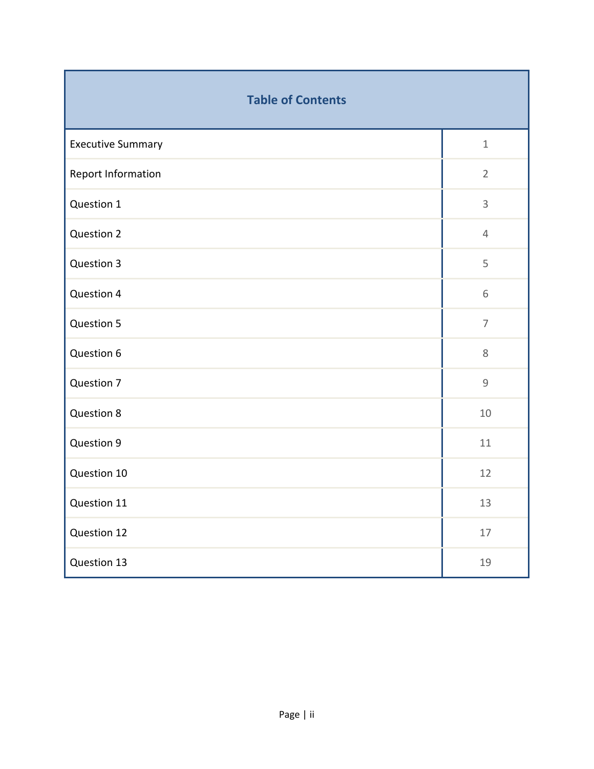| Table of Contents | |
|---|---|
| Executive Summary | 1 |
| Report Information | 2 |
| Question 1 | 3 |
| Question 2 | 4 |
| Question 3 | 5 |
| Question 4 | 6 |
| Question 5 | 7 |
| Question 6 | 8 |
| Question 7 | 9 |
| Question 8 | 10 |
| Question 9 | 11 |
| Question 10 | 12 |
| Question 11 | 13 |
| Question 12 | 17 |
| Question 13 | 19 |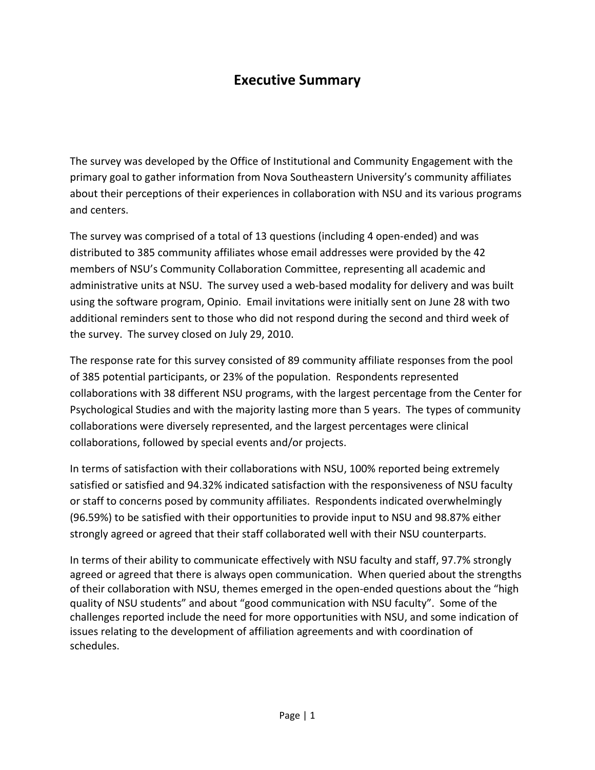# Executive Summary

The survey was developed by the Office of Institutional and Community Engagement with the primary goal to gather information from Nova Southeastern University's community affiliates about their perceptions of their experiences in collaboration with NSU and its various programs and centers.

The survey was comprised of a total of 13 questions (including 4 open-ended) and was distributed to 385 community affiliates whose email addresses were provided by the 42 members of NSU's Community Collaboration Committee, representing all academic and administrative units at NSU. The survey used a web-based modality for delivery and was built using the software program, Opinio. Email invitations were initially sent on June 28 with two additional reminders sent to those who did not respond during the second and third week of the survey. The survey closed on July 29, 2010.

The response rate for this survey consisted of 89 community affiliate responses from the pool of 385 potential participants, or 23% of the population. Respondents represented collaborations with 38 different NSU programs, with the largest percentage from the Center for Psychological Studies and with the majority lasting more than 5 years. The types of community collaborations were diversely represented, and the largest percentages were clinical collaborations, followed by special events and/or projects.

In terms of satisfaction with their collaborations with NSU, 100% reported being extremely satisfied or satisfied and 94.32% indicated satisfaction with the responsiveness of NSU faculty or staff to concerns posed by community affiliates. Respondents indicated overwhelmingly (96.59%) to be satisfied with their opportunities to provide input to NSU and 98.87% either strongly agreed or agreed that their staff collaborated well with their NSU counterparts.

In terms of their ability to communicate effectively with NSU faculty and staff, 97.7% strongly agreed or agreed that there is always open communication. When queried about the strengths of their collaboration with NSU, themes emerged in the open-ended questions about the "high quality of NSU students" and about "good communication with NSU faculty". Some of the challenges reported include the need for more opportunities with NSU, and some indication of issues relating to the development of affiliation agreements and with coordination of schedules.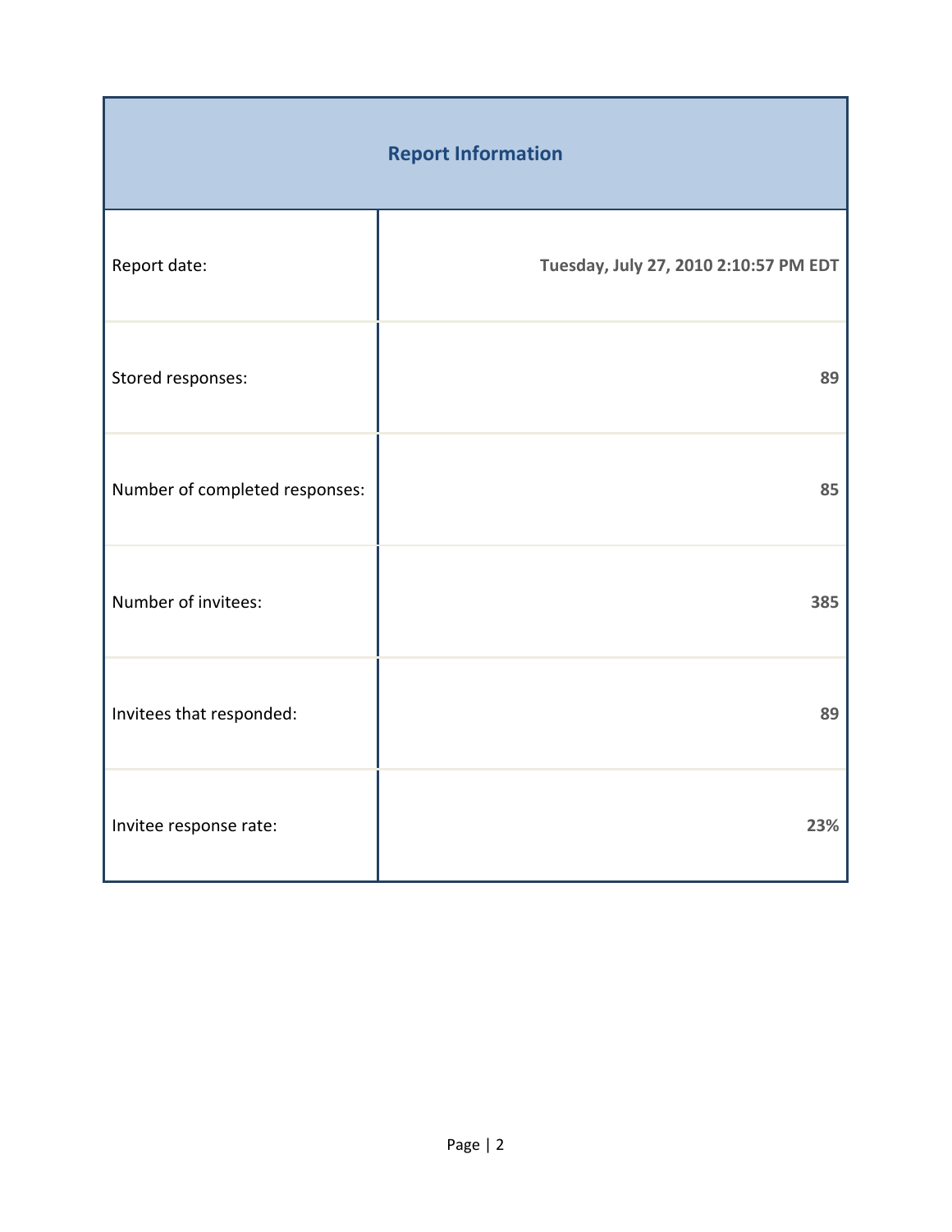| Report Information | |
|---|---|
| Report date: | **Tuesday, July 27, 2010 2:10:57 PM EDT** |
| Stored responses: | **89** |
| Number of completed responses: | **85** |
| Number of invitees: | **385** |
| Invitees that responded: | **89** |
| Invitee response rate: | **23%** |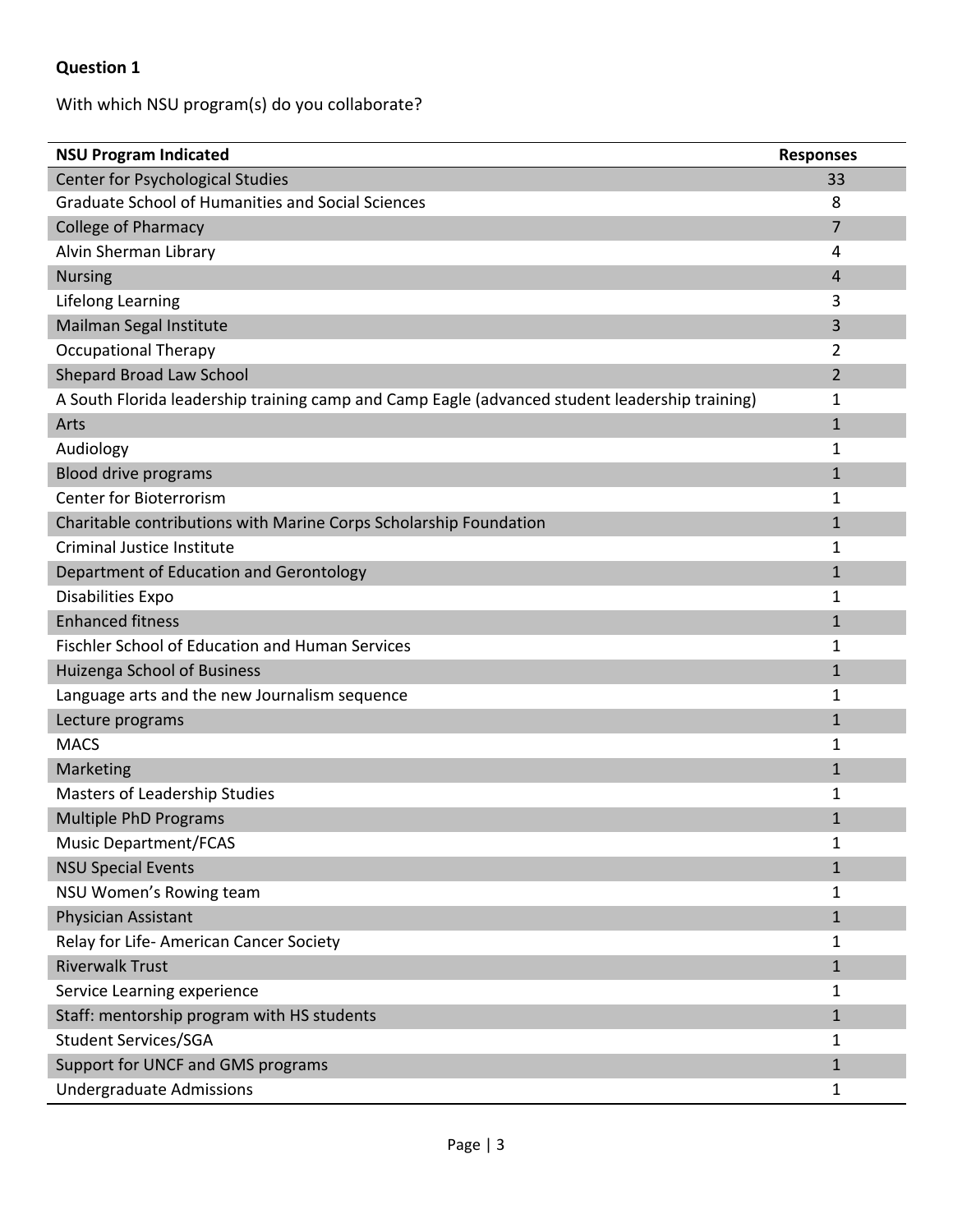**Question 1**

With which NSU program(s) do you collaborate?

| NSU Program Indicated | Responses |
|---|---|
| Center for Psychological Studies | 33 |
| Graduate School of Humanities and Social Sciences | 8 |
| College of Pharmacy | 7 |
| Alvin Sherman Library | 4 |
| Nursing | 4 |
| Lifelong Learning | 3 |
| Mailman Segal Institute | 3 |
| Occupational Therapy | 2 |
| Shepard Broad Law School | 2 |
| A South Florida leadership training camp and Camp Eagle (advanced student leadership training) | 1 |
| Arts | 1 |
| Audiology | 1 |
| Blood drive programs | 1 |
| Center for Bioterrorism | 1 |
| Charitable contributions with Marine Corps Scholarship Foundation | 1 |
| Criminal Justice Institute | 1 |
| Department of Education and Gerontology | 1 |
| Disabilities Expo | 1 |
| Enhanced fitness | 1 |
| Fischler School of Education and Human Services | 1 |
| Huizenga School of Business | 1 |
| Language arts and the new Journalism sequence | 1 |
| Lecture programs | 1 |
| MACS | 1 |
| Marketing | 1 |
| Masters of Leadership Studies | 1 |
| Multiple PhD Programs | 1 |
| Music Department/FCAS | 1 |
| NSU Special Events | 1 |
| NSU Women's Rowing team | 1 |
| Physician Assistant | 1 |
| Relay for Life- American Cancer Society | 1 |
| Riverwalk Trust | 1 |
| Service Learning experience | 1 |
| Staff: mentorship program with HS students | 1 |
| Student Services/SGA | 1 |
| Support for UNCF and GMS programs | 1 |
| Undergraduate Admissions | 1 |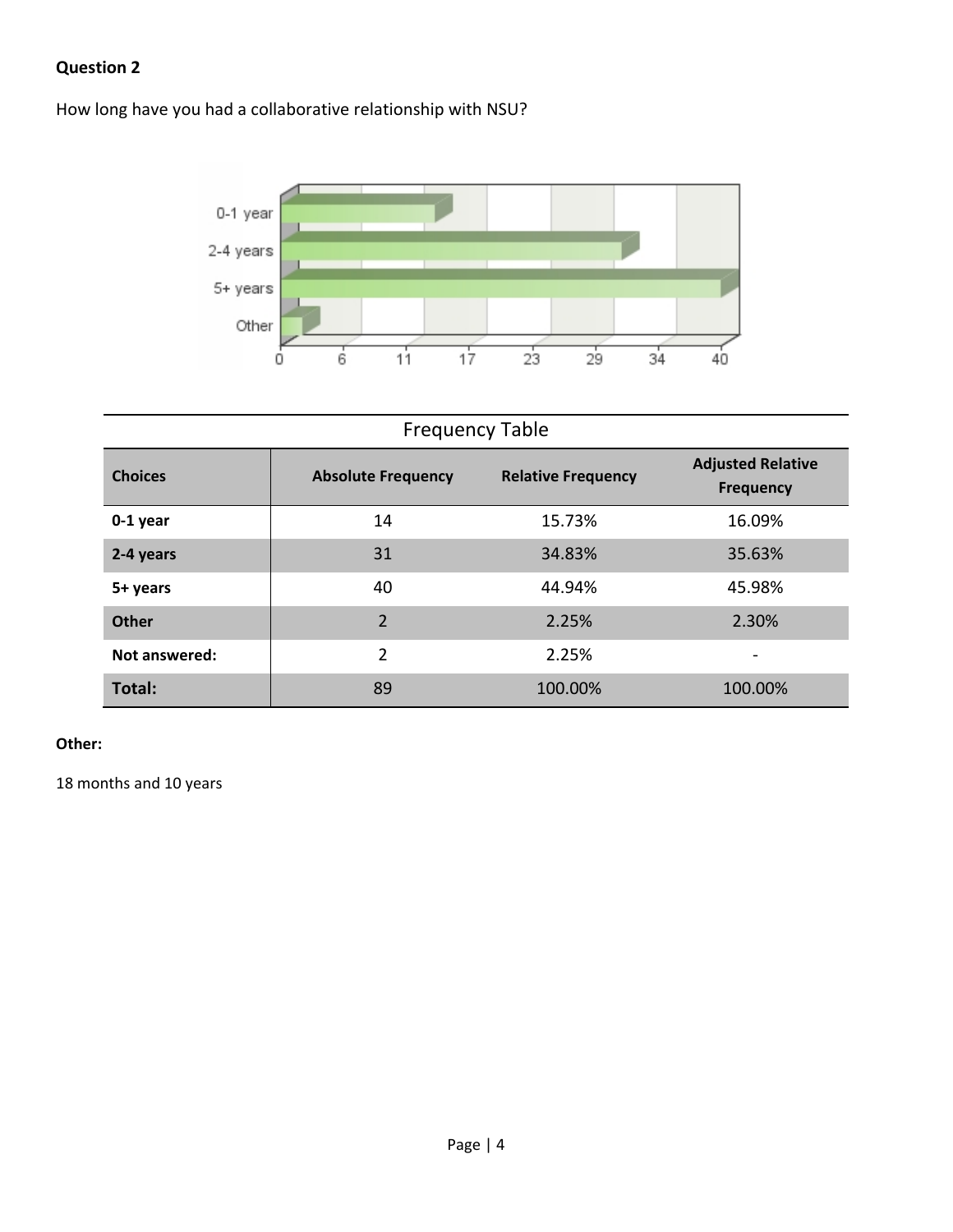**Question 2**

How long have you had a collaborative relationship with NSU?

| Frequency Table | | | |
|---|---|---|---|
| **Choices** | **Absolute Frequency** | **Relative Frequency** | **Adjusted Relative Frequency** |
| **0-1 year** | 14 | 15.73% | 16.09% |
| **2-4 years** | 31 | 34.83% | 35.63% |
| **5+ years** | 40 | 44.94% | 45.98% |
| **Other** | 2 | 2.25% | 2.30% |
| **Not answered:** | 2 | 2.25% | - |
| **Total:** | 89 | 100.00% | 100.00% |

**Other:**

18 months and 10 years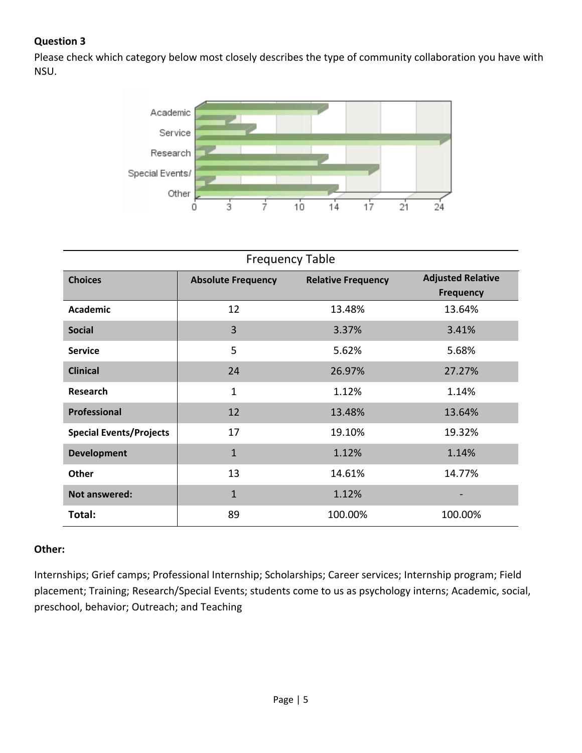**Question 3**

Please check which category below most closely describes the type of community collaboration you have with NSU.

| Frequency Table | | | |
|---|---|---|---|
| **Choices** | **Absolute Frequency** | **Relative Frequency** | **Adjusted Relative Frequency** |
| **Academic** | 12 | 13.48% | 13.64% |
| **Social** | 3 | 3.37% | 3.41% |
| **Service** | 5 | 5.62% | 5.68% |
| **Clinical** | 24 | 26.97% | 27.27% |
| **Research** | 1 | 1.12% | 1.14% |
| **Professional** | 12 | 13.48% | 13.64% |
| **Special Events/Projects** | 17 | 19.10% | 19.32% |
| **Development** | 1 | 1.12% | 1.14% |
| **Other** | 13 | 14.61% | 14.77% |
| **Not answered:** | 1 | 1.12% | - |
| **Total:** | 89 | 100.00% | 100.00% |

**Other:**

Internships; Grief camps; Professional Internship; Scholarships; Career services; Internship program; Field placement; Training; Research/Special Events; students come to us as psychology interns; Academic, social, preschool, behavior; Outreach; and Teaching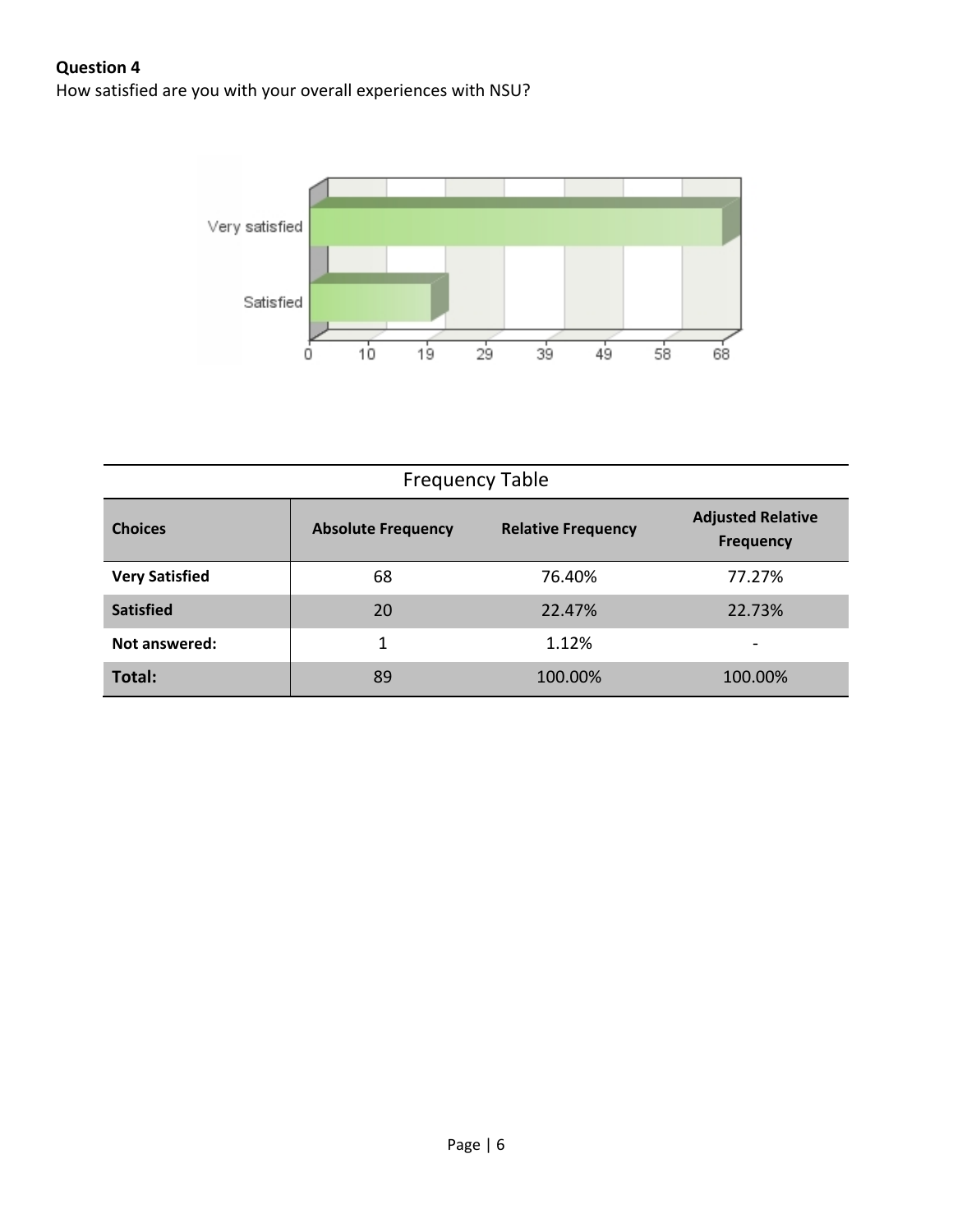**Question 4**
How satisfied are you with your overall experiences with NSU?

| Frequency Table | | | |
|---|---|---|---|
| **Choices** | **Absolute Frequency** | **Relative Frequency** | **Adjusted Relative Frequency** |
| **Very Satisfied** | 68 | 76.40% | 77.27% |
| **Satisfied** | 20 | 22.47% | 22.73% |
| **Not answered:** | 1 | 1.12% | - |
| **Total:** | 89 | 100.00% | 100.00% |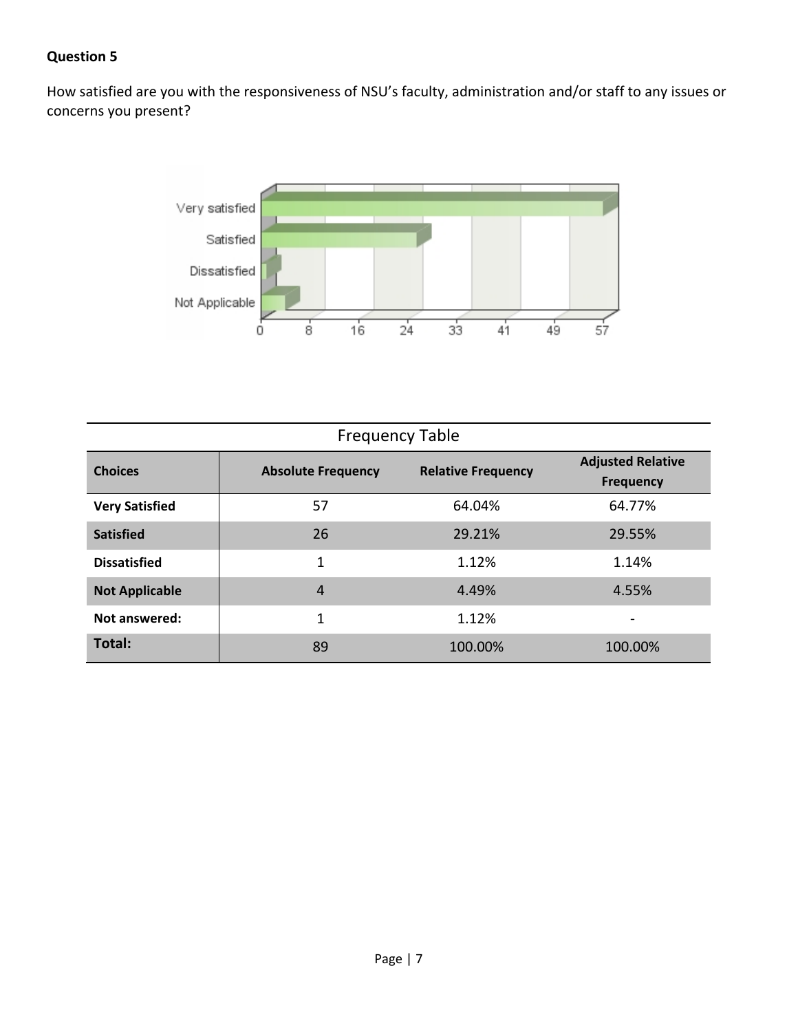**Question 5**

How satisfied are you with the responsiveness of NSU's faculty, administration and/or staff to any issues or concerns you present?

Frequency Table

| Choices | Absolute Frequency | Relative Frequency | Adjusted Relative Frequency |
|---|---|---|---|
| **Very Satisfied** | 57 | 64.04% | 64.77% |
| **Satisfied** | 26 | 29.21% | 29.55% |
| **Dissatisfied** | 1 | 1.12% | 1.14% |
| **Not Applicable** | 4 | 4.49% | 4.55% |
| **Not answered:** | 1 | 1.12% | - |
| **Total:** | 89 | 100.00% | 100.00% |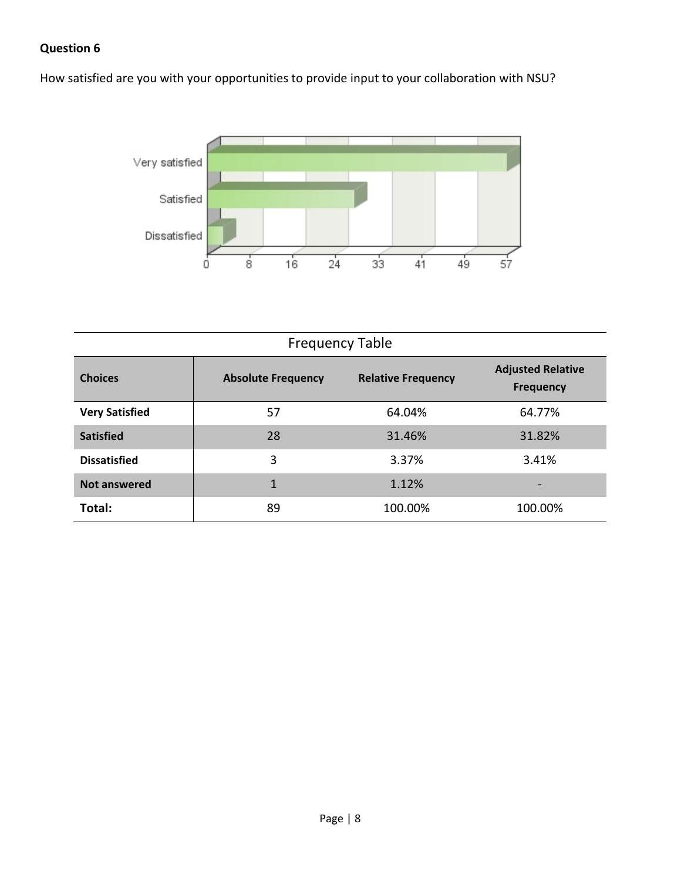**Question 6**

How satisfied are you with your opportunities to provide input to your collaboration with NSU?

Frequency Table

| Choices | Absolute Frequency | Relative Frequency | Adjusted Relative Frequency |
|---|---|---|---|
| **Very Satisfied** | 57 | 64.04% | 64.77% |
| **Satisfied** | 28 | 31.46% | 31.82% |
| **Dissatisfied** | 3 | 3.37% | 3.41% |
| **Not answered** | 1 | 1.12% | - |
| **Total:** | 89 | 100.00% | 100.00% |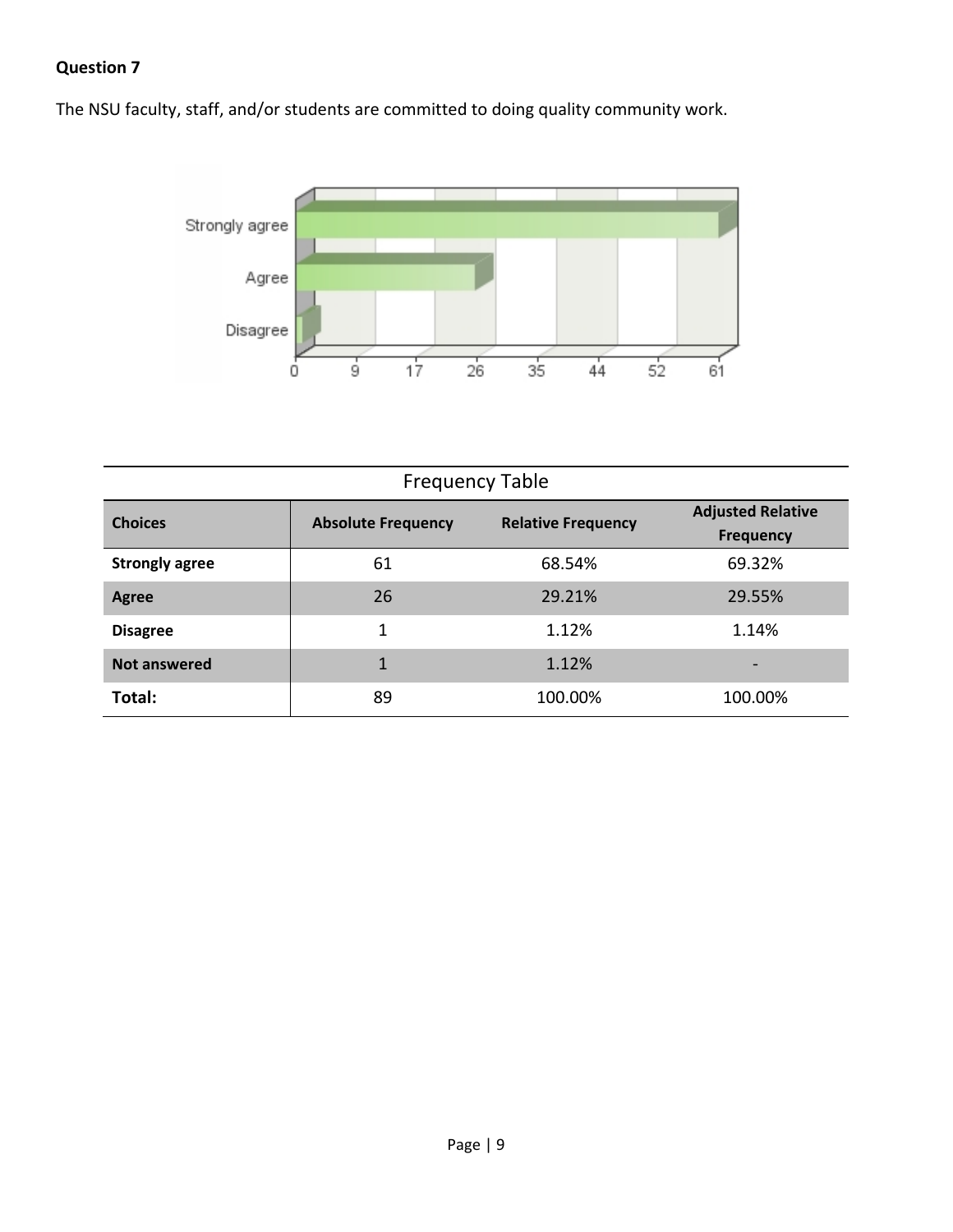**Question 7**

The NSU faculty, staff, and/or students are committed to doing quality community work.

Frequency Table

| Choices | Absolute Frequency | Relative Frequency | Adjusted Relative Frequency |
|---|---|---|---|
| **Strongly agree** | 61 | 68.54% | 69.32% |
| **Agree** | 26 | 29.21% | 29.55% |
| **Disagree** | 1 | 1.12% | 1.14% |
| **Not answered** | 1 | 1.12% | - |
| **Total:** | 89 | 100.00% | 100.00% |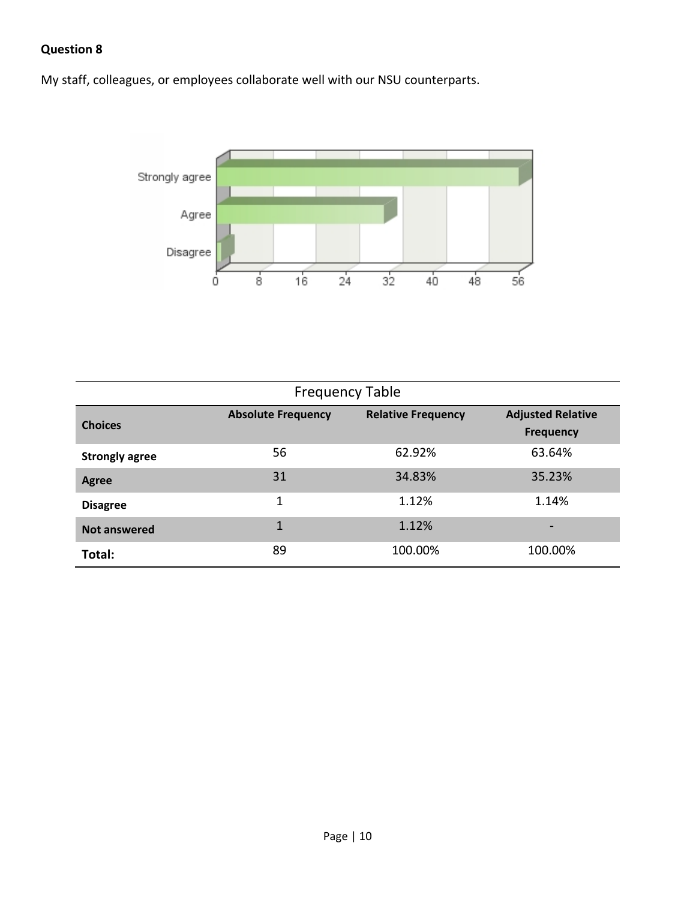**Question 8**

My staff, colleagues, or employees collaborate well with our NSU counterparts.

| Choices | Absolute Frequency | Relative Frequency | Adjusted Relative Frequency |
|---|---|---|---|
| **Strongly agree** | 56 | 62.92% | 63.64% |
| **Agree** | 31 | 34.83% | 35.23% |
| **Disagree** | 1 | 1.12% | 1.14% |
| **Not answered** | 1 | 1.12% | - |
| **Total:** | 89 | 100.00% | 100.00% |

Frequency Table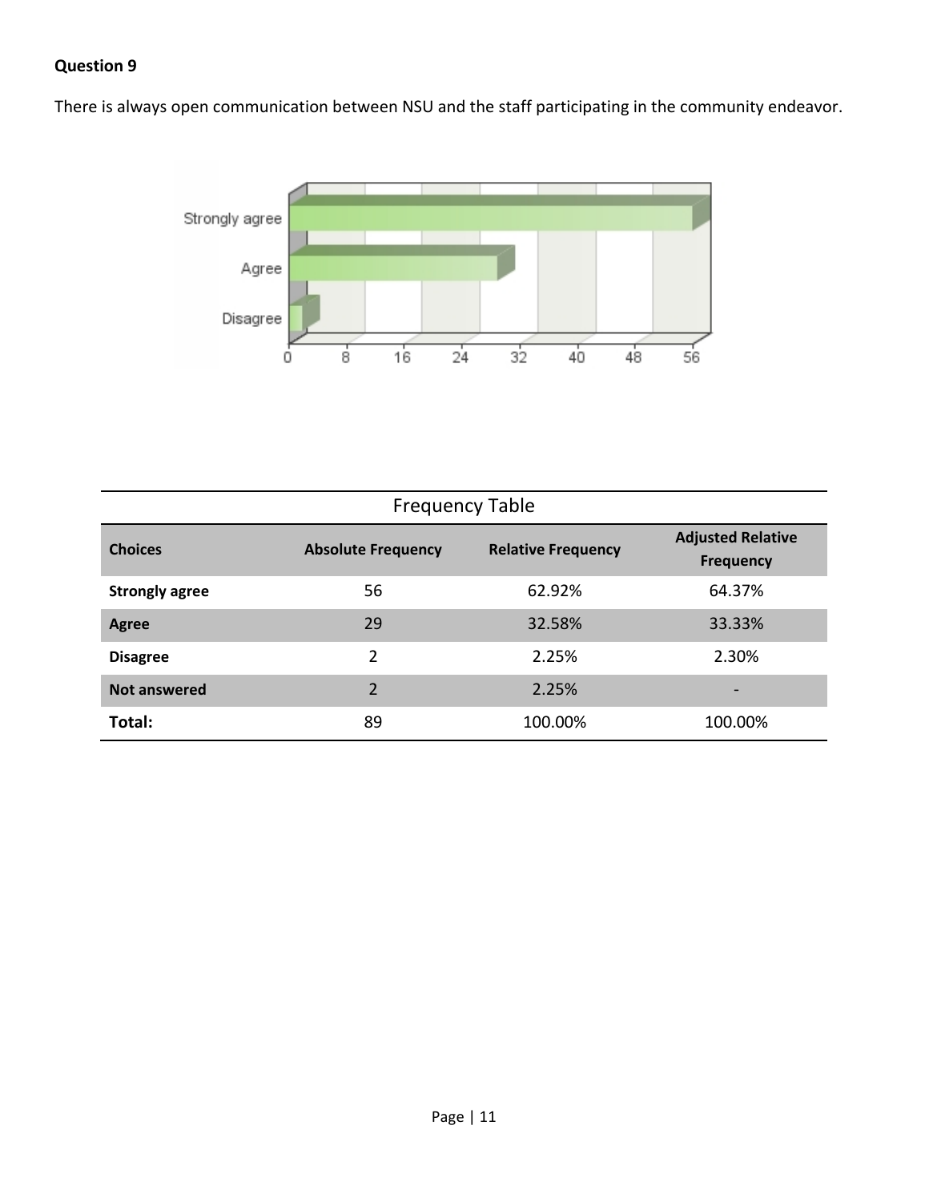**Question 9**

There is always open communication between NSU and the staff participating in the community endeavor.

| Frequency Table | | | |
|---|---|---|---|
| **Choices** | **Absolute Frequency** | **Relative Frequency** | **Adjusted Relative Frequency** |
| **Strongly agree** | 56 | 62.92% | 64.37% |
| **Agree** | 29 | 32.58% | 33.33% |
| **Disagree** | 2 | 2.25% | 2.30% |
| **Not answered** | 2 | 2.25% | - |
| **Total:** | 89 | 100.00% | 100.00% |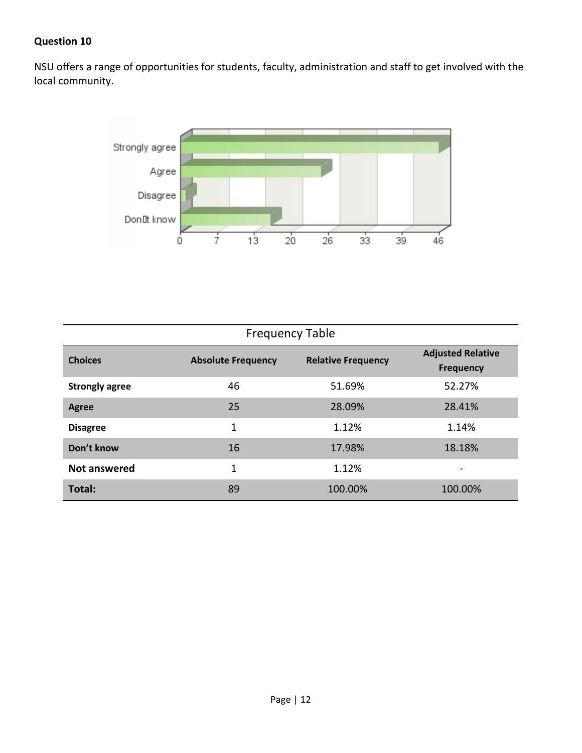**Question 10**

NSU offers a range of opportunities for students, faculty, administration and staff to get involved with the local community.

Frequency Table

| Choices | Absolute Frequency | Relative Frequency | Adjusted Relative Frequency |
|---|---|---|---|
| **Strongly agree** | 46 | 51.69% | 52.27% |
| **Agree** | 25 | 28.09% | 28.41% |
| **Disagree** | 1 | 1.12% | 1.14% |
| **Don't know** | 16 | 17.98% | 18.18% |
| **Not answered** | 1 | 1.12% | - |
| **Total:** | 89 | 100.00% | 100.00% |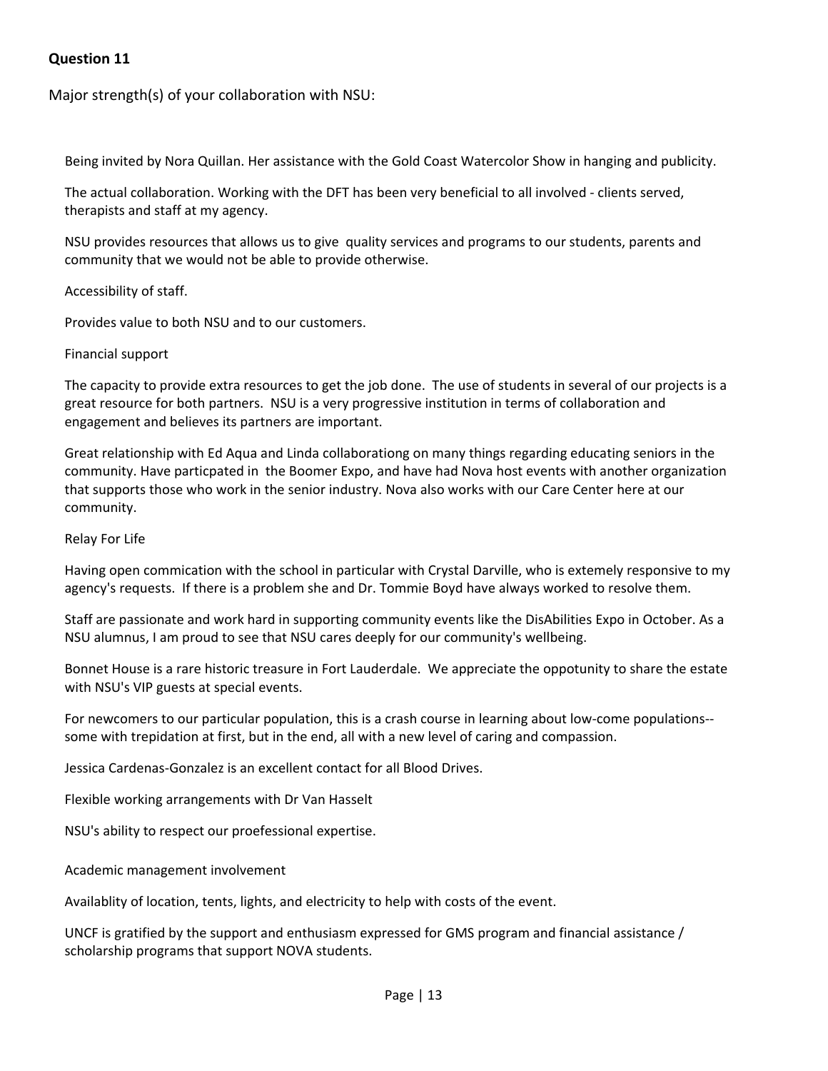**Question 11**

Major strength(s) of your collaboration with NSU:

Being invited by Nora Quillan. Her assistance with the Gold Coast Watercolor Show in hanging and publicity.

The actual collaboration. Working with the DFT has been very beneficial to all involved - clients served, therapists and staff at my agency.

NSU provides resources that allows us to give  quality services and programs to our students, parents and community that we would not be able to provide otherwise.

Accessibility of staff.

Provides value to both NSU and to our customers.

Financial support

The capacity to provide extra resources to get the job done.  The use of students in several of our projects is a great resource for both partners.  NSU is a very progressive institution in terms of collaboration and engagement and believes its partners are important.

Great relationship with Ed Aqua and Linda collaborationg on many things regarding educating seniors in the community. Have particpated in  the Boomer Expo, and have had Nova host events with another organization that supports those who work in the senior industry. Nova also works with our Care Center here at our community.

Relay For Life

Having open commication with the school in particular with Crystal Darville, who is extemely responsive to my agency's requests.  If there is a problem she and Dr. Tommie Boyd have always worked to resolve them.

Staff are passionate and work hard in supporting community events like the DisAbilities Expo in October. As a NSU alumnus, I am proud to see that NSU cares deeply for our community's wellbeing.

Bonnet House is a rare historic treasure in Fort Lauderdale.  We appreciate the oppotunity to share the estate with NSU's VIP guests at special events.

For newcomers to our particular population, this is a crash course in learning about low-come populations--some with trepidation at first, but in the end, all with a new level of caring and compassion.

Jessica Cardenas-Gonzalez is an excellent contact for all Blood Drives.

Flexible working arrangements with Dr Van Hasselt

NSU's ability to respect our proefessional expertise.

Academic management involvement

Availablity of location, tents, lights, and electricity to help with costs of the event.

UNCF is gratified by the support and enthusiasm expressed for GMS program and financial assistance / scholarship programs that support NOVA students.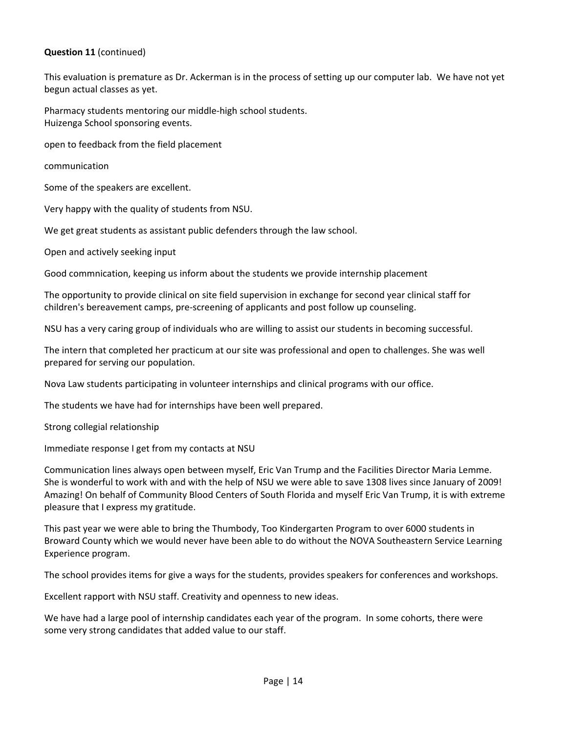**Question 11** (continued)

This evaluation is premature as Dr. Ackerman is in the process of setting up our computer lab. We have not yet begun actual classes as yet.

Pharmacy students mentoring our middle-high school students.
Huizenga School sponsoring events.

open to feedback from the field placement

communication

Some of the speakers are excellent.

Very happy with the quality of students from NSU.

We get great students as assistant public defenders through the law school.

Open and actively seeking input

Good commnication, keeping us inform about the students we provide internship placement

The opportunity to provide clinical on site field supervision in exchange for second year clinical staff for children's bereavement camps, pre-screening of applicants and post follow up counseling.

NSU has a very caring group of individuals who are willing to assist our students in becoming successful.

The intern that completed her practicum at our site was professional and open to challenges. She was well prepared for serving our population.

Nova Law students participating in volunteer internships and clinical programs with our office.

The students we have had for internships have been well prepared.

Strong collegial relationship

Immediate response I get from my contacts at NSU

Communication lines always open between myself, Eric Van Trump and the Facilities Director Maria Lemme. She is wonderful to work with and with the help of NSU we were able to save 1308 lives since January of 2009! Amazing! On behalf of Community Blood Centers of South Florida and myself Eric Van Trump, it is with extreme pleasure that I express my gratitude.

This past year we were able to bring the Thumbody, Too Kindergarten Program to over 6000 students in Broward County which we would never have been able to do without the NOVA Southeastern Service Learning Experience program.

The school provides items for give a ways for the students, provides speakers for conferences and workshops.

Excellent rapport with NSU staff. Creativity and openness to new ideas.

We have had a large pool of internship candidates each year of the program. In some cohorts, there were some very strong candidates that added value to our staff.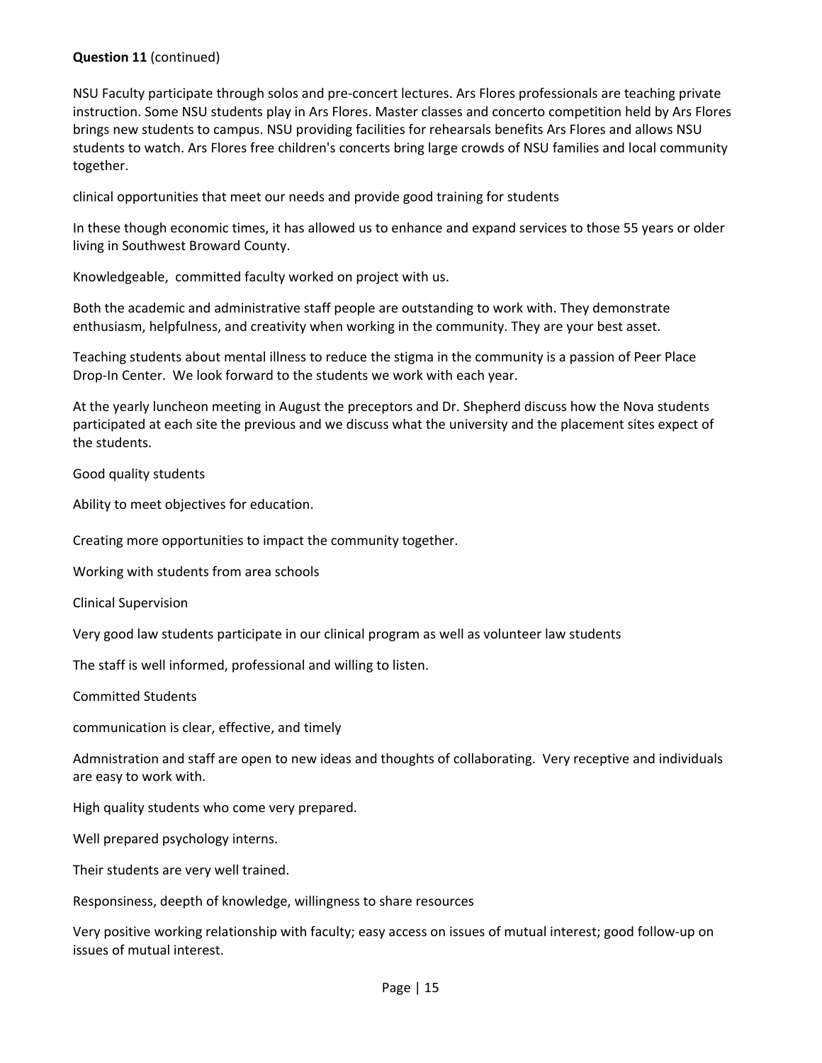**Question 11** (continued)

NSU Faculty participate through solos and pre-concert lectures. Ars Flores professionals are teaching private instruction. Some NSU students play in Ars Flores. Master classes and concerto competition held by Ars Flores brings new students to campus. NSU providing facilities for rehearsals benefits Ars Flores and allows NSU students to watch. Ars Flores free children's concerts bring large crowds of NSU families and local community together.

clinical opportunities that meet our needs and provide good training for students

In these though economic times, it has allowed us to enhance and expand services to those 55 years or older living in Southwest Broward County.

Knowledgeable, committed faculty worked on project with us.

Both the academic and administrative staff people are outstanding to work with. They demonstrate enthusiasm, helpfulness, and creativity when working in the community. They are your best asset.

Teaching students about mental illness to reduce the stigma in the community is a passion of Peer Place Drop-In Center. We look forward to the students we work with each year.

At the yearly luncheon meeting in August the preceptors and Dr. Shepherd discuss how the Nova students participated at each site the previous and we discuss what the university and the placement sites expect of the students.

Good quality students

Ability to meet objectives for education.

Creating more opportunities to impact the community together.

Working with students from area schools

Clinical Supervision

Very good law students participate in our clinical program as well as volunteer law students

The staff is well informed, professional and willing to listen.

Committed Students

communication is clear, effective, and timely

Admnistration and staff are open to new ideas and thoughts of collaborating. Very receptive and individuals are easy to work with.

High quality students who come very prepared.

Well prepared psychology interns.

Their students are very well trained.

Responsiness, deepth of knowledge, willingness to share resources

Very positive working relationship with faculty; easy access on issues of mutual interest; good follow-up on issues of mutual interest.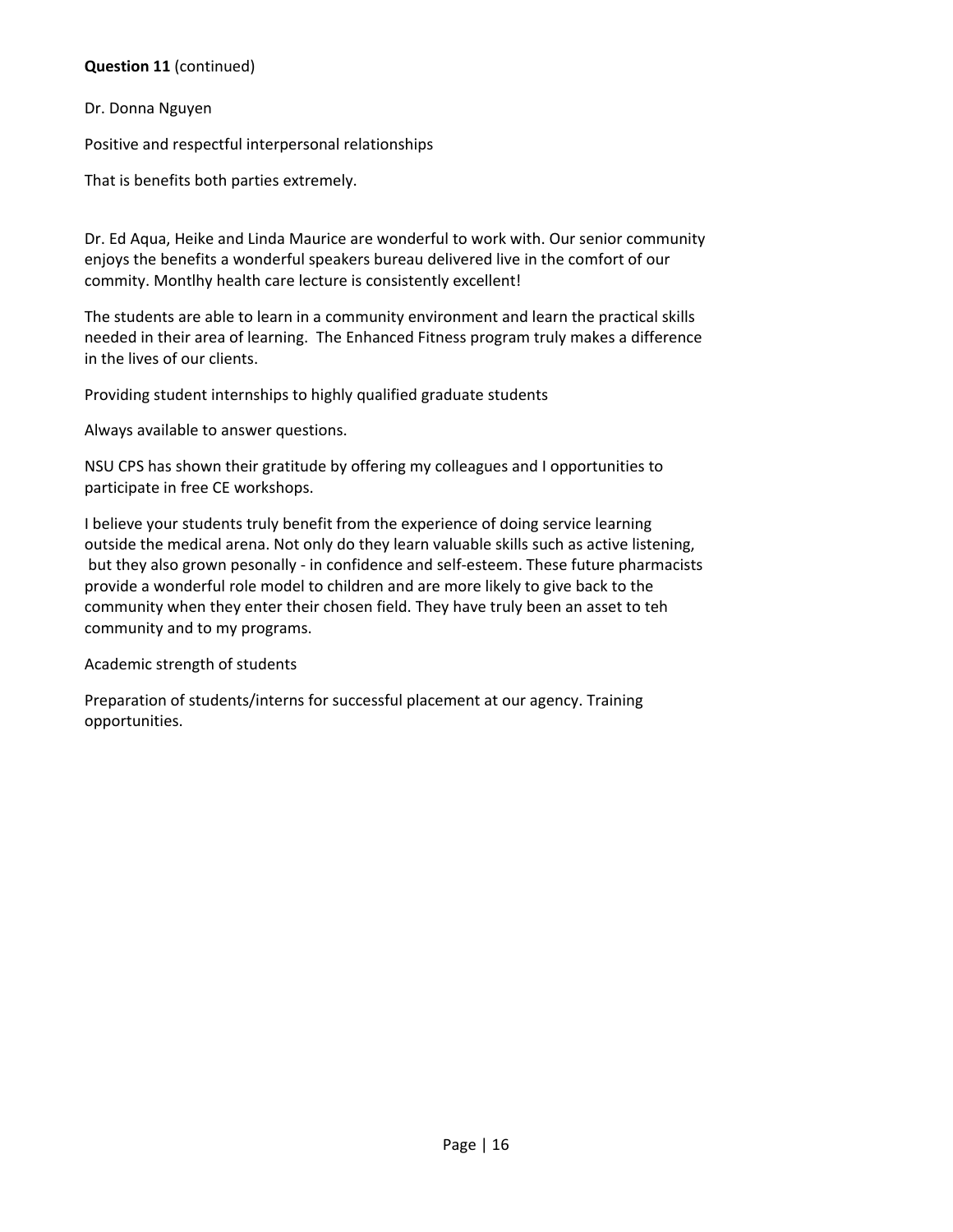**Question 11** (continued)

Dr. Donna Nguyen

Positive and respectful interpersonal relationships

That is benefits both parties extremely.

Dr. Ed Aqua, Heike and Linda Maurice are wonderful to work with. Our senior community enjoys the benefits a wonderful speakers bureau delivered live in the comfort of our commity. Montlhy health care lecture is consistently excellent!

The students are able to learn in a community environment and learn the practical skills needed in their area of learning. The Enhanced Fitness program truly makes a difference in the lives of our clients.

Providing student internships to highly qualified graduate students

Always available to answer questions.

NSU CPS has shown their gratitude by offering my colleagues and I opportunities to participate in free CE workshops.

I believe your students truly benefit from the experience of doing service learning outside the medical arena. Not only do they learn valuable skills such as active listening, but they also grown pesonally - in confidence and self-esteem. These future pharmacists provide a wonderful role model to children and are more likely to give back to the community when they enter their chosen field. They have truly been an asset to teh community and to my programs.

Academic strength of students

Preparation of students/interns for successful placement at our agency. Training opportunities.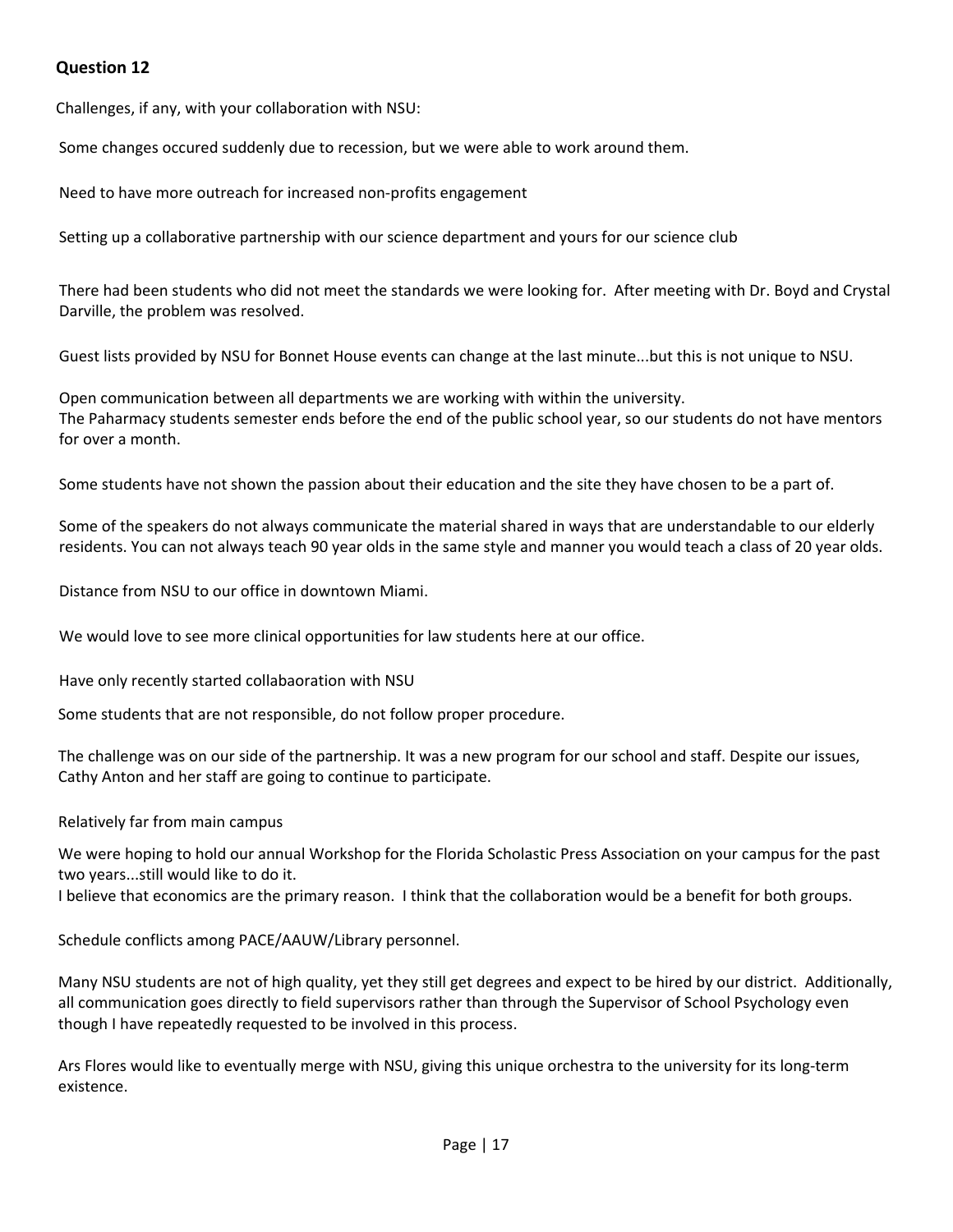### Question 12

Challenges, if any, with your collaboration with NSU:

Some changes occured suddenly due to recession, but we were able to work around them.

Need to have more outreach for increased non-profits engagement

Setting up a collaborative partnership with our science department and yours for our science club

There had been students who did not meet the standards we were looking for. After meeting with Dr. Boyd and Crystal Darville, the problem was resolved.

Guest lists provided by NSU for Bonnet House events can change at the last minute...but this is not unique to NSU.

Open communication between all departments we are working with within the university.
The Paharmacy students semester ends before the end of the public school year, so our students do not have mentors for over a month.

Some students have not shown the passion about their education and the site they have chosen to be a part of.

Some of the speakers do not always communicate the material shared in ways that are understandable to our elderly residents. You can not always teach 90 year olds in the same style and manner you would teach a class of 20 year olds.

Distance from NSU to our office in downtown Miami.

We would love to see more clinical opportunities for law students here at our office.

Have only recently started collabaoration with NSU

Some students that are not responsible, do not follow proper procedure.

The challenge was on our side of the partnership. It was a new program for our school and staff. Despite our issues, Cathy Anton and her staff are going to continue to participate.

Relatively far from main campus

We were hoping to hold our annual Workshop for the Florida Scholastic Press Association on your campus for the past two years...still would like to do it.
I believe that economics are the primary reason. I think that the collaboration would be a benefit for both groups.

Schedule conflicts among PACE/AAUW/Library personnel.

Many NSU students are not of high quality, yet they still get degrees and expect to be hired by our district. Additionally, all communication goes directly to field supervisors rather than through the Supervisor of School Psychology even though I have repeatedly requested to be involved in this process.

Ars Flores would like to eventually merge with NSU, giving this unique orchestra to the university for its long-term existence.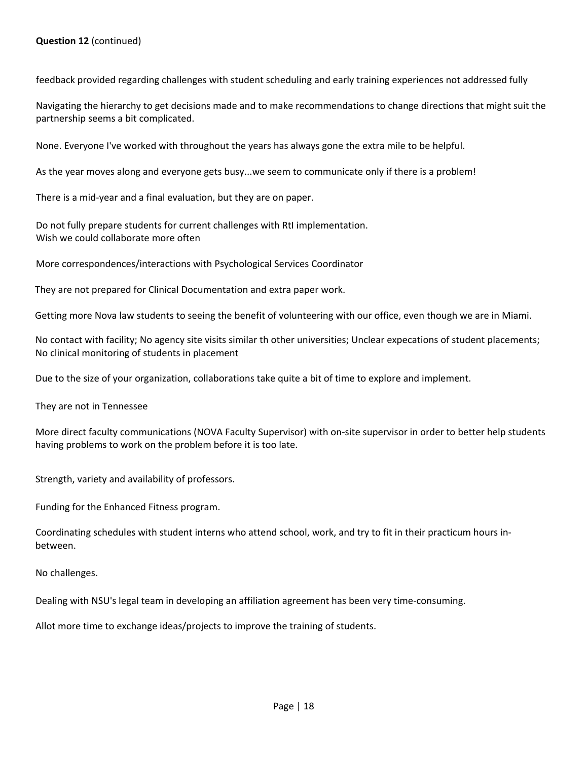**Question 12** (continued)

feedback provided regarding challenges with student scheduling and early training experiences not addressed fully

Navigating the hierarchy to get decisions made and to make recommendations to change directions that might suit the partnership seems a bit complicated.

None. Everyone I've worked with throughout the years has always gone the extra mile to be helpful.

As the year moves along and everyone gets busy...we seem to communicate only if there is a problem!

There is a mid-year and a final evaluation, but they are on paper.

Do not fully prepare students for current challenges with RtI implementation.
Wish we could collaborate more often

More correspondences/interactions with Psychological Services Coordinator

They are not prepared for Clinical Documentation and extra paper work.

Getting more Nova law students to seeing the benefit of volunteering with our office, even though we are in Miami.

No contact with facility; No agency site visits similar th other universities; Unclear expecations of student placements; No clinical monitoring of students in placement

Due to the size of your organization, collaborations take quite a bit of time to explore and implement.

They are not in Tennessee

More direct faculty communications (NOVA Faculty Supervisor) with on-site supervisor in order to better help students having problems to work on the problem before it is too late.

Strength, variety and availability of professors.

Funding for the Enhanced Fitness program.

Coordinating schedules with student interns who attend school, work, and try to fit in their practicum hours in-between.

No challenges.

Dealing with NSU's legal team in developing an affiliation agreement has been very time-consuming.

Allot more time to exchange ideas/projects to improve the training of students.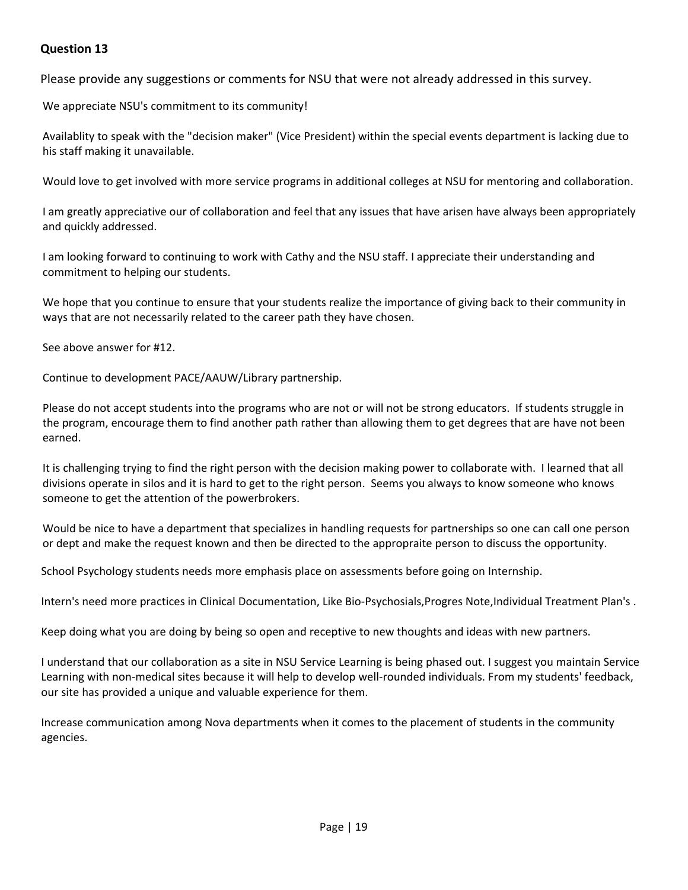**Question 13**

Please provide any suggestions or comments for NSU that were not already addressed in this survey.

We appreciate NSU's commitment to its community!

Availablity to speak with the "decision maker" (Vice President) within the special events department is lacking due to his staff making it unavailable.

Would love to get involved with more service programs in additional colleges at NSU for mentoring and collaboration.

I am greatly appreciative our of collaboration and feel that any issues that have arisen have always been appropriately and quickly addressed.

I am looking forward to continuing to work with Cathy and the NSU staff. I appreciate their understanding and commitment to helping our students.

We hope that you continue to ensure that your students realize the importance of giving back to their community in ways that are not necessarily related to the career path they have chosen.

See above answer for #12.

Continue to development PACE/AAUW/Library partnership.

Please do not accept students into the programs who are not or will not be strong educators. If students struggle in the program, encourage them to find another path rather than allowing them to get degrees that are have not been earned.

It is challenging trying to find the right person with the decision making power to collaborate with. I learned that all divisions operate in silos and it is hard to get to the right person. Seems you always to know someone who knows someone to get the attention of the powerbrokers.

Would be nice to have a department that specializes in handling requests for partnerships so one can call one person or dept and make the request known and then be directed to the appropraite person to discuss the opportunity.

School Psychology students needs more emphasis place on assessments before going on Internship.

Intern's need more practices in Clinical Documentation, Like Bio-Psychosials,Progres Note,Individual Treatment Plan's .

Keep doing what you are doing by being so open and receptive to new thoughts and ideas with new partners.

I understand that our collaboration as a site in NSU Service Learning is being phased out. I suggest you maintain Service Learning with non-medical sites because it will help to develop well-rounded individuals. From my students' feedback, our site has provided a unique and valuable experience for them.

Increase communication among Nova departments when it comes to the placement of students in the community agencies.